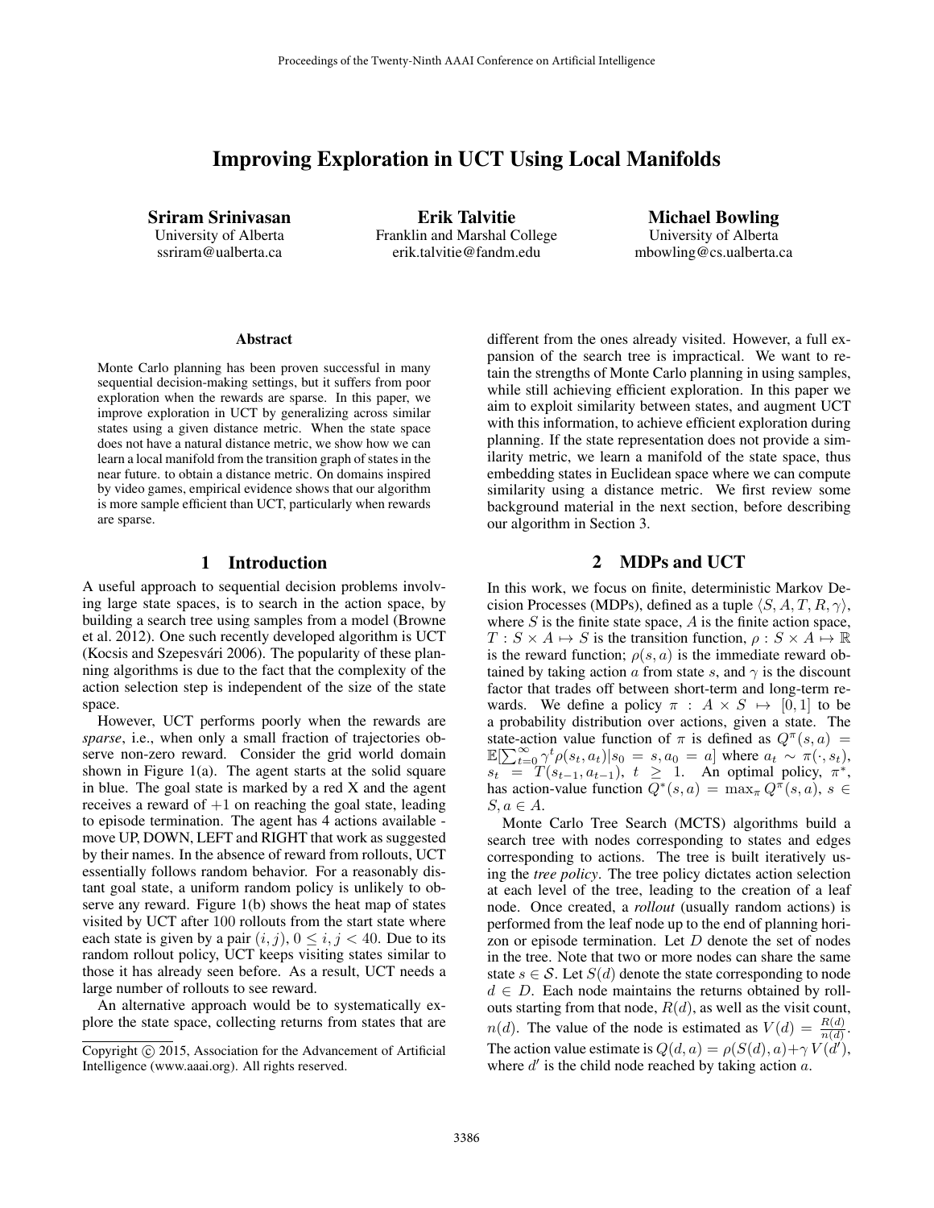# Improving Exploration in UCT Using Local Manifolds

**Sriram Srinivasan**
University of Alberta
ssriram@ualberta.ca

**Erik Talvitie**
Franklin and Marshal College
erik.talvitie@fandm.edu

**Michael Bowling**
University of Alberta
mbowling@cs.ualberta.ca

### Abstract

Monte Carlo planning has been proven successful in many sequential decision-making settings, but it suffers from poor exploration when the rewards are sparse. In this paper, we improve exploration in UCT by generalizing across similar states using a given distance metric. When the state space does not have a natural distance metric, we show how we can learn a local manifold from the transition graph of states in the near future. to obtain a distance metric. On domains inspired by video games, empirical evidence shows that our algorithm is more sample efficient than UCT, particularly when rewards are sparse.

## 1 Introduction

A useful approach to sequential decision problems involving large state spaces, is to search in the action space, by building a search tree using samples from a model (Browne et al. 2012). One such recently developed algorithm is UCT (Kocsis and Szepesvári 2006). The popularity of these planning algorithms is due to the fact that the complexity of the action selection step is independent of the size of the state space.

However, UCT performs poorly when the rewards are *sparse*, i.e., when only a small fraction of trajectories observe non-zero reward. Consider the grid world domain shown in Figure 1(a). The agent starts at the solid square in blue. The goal state is marked by a red X and the agent receives a reward of $+1$ on reaching the goal state, leading to episode termination. The agent has 4 actions available - move UP, DOWN, LEFT and RIGHT that work as suggested by their names. In the absence of reward from rollouts, UCT essentially follows random behavior. For a reasonably distant goal state, a uniform random policy is unlikely to observe any reward. Figure 1(b) shows the heat map of states visited by UCT after 100 rollouts from the start state where each state is given by a pair $(i, j)$, $0 \leq i, j < 40$. Due to its random rollout policy, UCT keeps visiting states similar to those it has already seen before. As a result, UCT needs a large number of rollouts to see reward.

An alternative approach would be to systematically explore the state space, collecting returns from states that are different from the ones already visited. However, a full expansion of the search tree is impractical. We want to retain the strengths of Monte Carlo planning in using samples, while still achieving efficient exploration. In this paper we aim to exploit similarity between states, and augment UCT with this information, to achieve efficient exploration during planning. If the state representation does not provide a similarity metric, we learn a manifold of the state space, thus embedding states in Euclidean space where we can compute similarity using a distance metric. We first review some background material in the next section, before describing our algorithm in Section 3.

## 2 MDPs and UCT

In this work, we focus on finite, deterministic Markov Decision Processes (MDPs), defined as a tuple $\langle S, A, T, R, \gamma \rangle$, where $S$ is the finite state space, $A$ is the finite action space, $T : S \times A \mapsto S$ is the transition function, $\rho : S \times A \mapsto \mathbb{R}$ is the reward function; $\rho(s, a)$ is the immediate reward obtained by taking action $a$ from state $s$, and $\gamma$ is the discount factor that trades off between short-term and long-term rewards. We define a policy $\pi : A \times S \mapsto [0, 1]$ to be a probability distribution over actions, given a state. The state-action value function of $\pi$ is defined as $Q^{\pi}(s, a) = \mathbb{E}[\sum_{t=0}^{\infty} \gamma^t \rho(s_t, a_t) | s_0 = s, a_0 = a]$ where $a_t \sim \pi(\cdot, s_t)$, $s_t = T(s_{t-1}, a_{t-1})$, $t \geq 1$. An optimal policy, $\pi^*$, has action-value function $Q^*(s, a) = \max_{\pi} Q^{\pi}(s, a)$, $s \in S, a \in A$.

Monte Carlo Tree Search (MCTS) algorithms build a search tree with nodes corresponding to states and edges corresponding to actions. The tree is built iteratively using the *tree policy*. The tree policy dictates action selection at each level of the tree, leading to the creation of a leaf node. Once created, a *rollout* (usually random actions) is performed from the leaf node up to the end of planning horizon or episode termination. Let $D$ denote the set of nodes in the tree. Note that two or more nodes can share the same state $s \in \mathcal{S}$. Let $S(d)$ denote the state corresponding to node $d \in D$. Each node maintains the returns obtained by rollouts starting from that node, $R(d)$, as well as the visit count, $n(d)$. The value of the node is estimated as $V(d) = \frac{R(d)}{n(d)}$. The action value estimate is $Q(d, a) = \rho(S(d), a) + \gamma V(d')$, where $d'$ is the child node reached by taking action $a$.

Copyright © 2015, Association for the Advancement of Artificial Intelligence (www.aaai.org). All rights reserved.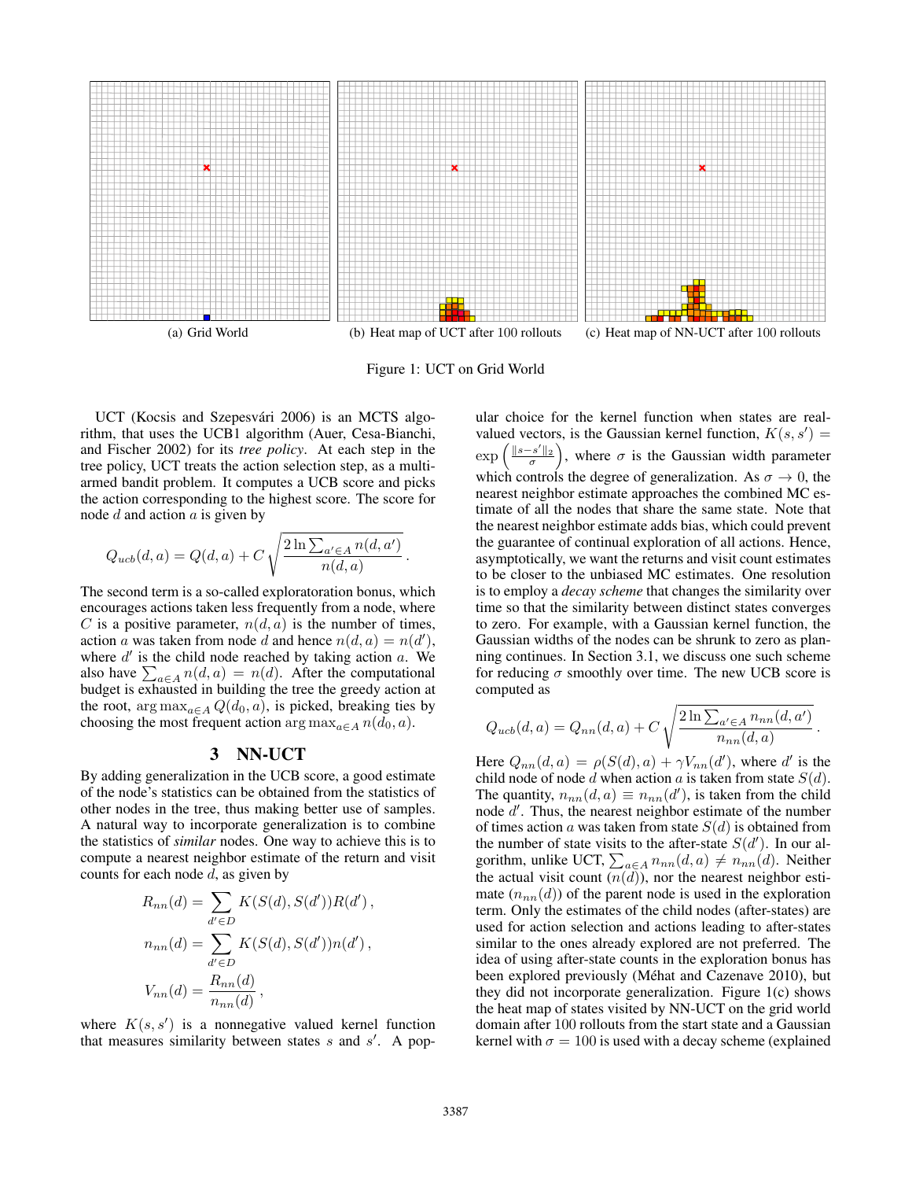(a) Grid World

(b) Heat map of UCT after 100 rollouts

(c) Heat map of NN-UCT after 100 rollouts

Figure 1: UCT on Grid World

UCT (Kocsis and Szepesvári 2006) is an MCTS algorithm, that uses the UCB1 algorithm (Auer, Cesa-Bianchi, and Fischer 2002) for its *tree policy*. At each step in the tree policy, UCT treats the action selection step, as a multi-armed bandit problem. It computes a UCB score and picks the action corresponding to the highest score. The score for node $d$ and action $a$ is given by

$$Q_{ucb}(d,a) = Q(d,a) + C\sqrt{\frac{2\ln\sum_{a' \in A} n(d,a')}{n(d,a)}}.$$

The second term is a so-called exploratoration bonus, which encourages actions taken less frequently from a node, where $C$ is a positive parameter, $n(d,a)$ is the number of times, action $a$ was taken from node $d$ and hence $n(d,a) = n(d')$, where $d'$ is the child node reached by taking action $a$. We also have $\sum_{a \in A} n(d,a) = n(d)$. After the computational budget is exhausted in building the tree the greedy action at the root, $\arg\max_{a \in A} Q(d_0, a)$, is picked, breaking ties by choosing the most frequent action $\arg\max_{a \in A} n(d_0, a)$.

## 3 NN-UCT

By adding generalization in the UCB score, a good estimate of the node's statistics can be obtained from the statistics of other nodes in the tree, thus making better use of samples. A natural way to incorporate generalization is to combine the statistics of *similar* nodes. One way to achieve this is to compute a nearest neighbor estimate of the return and visit counts for each node $d$, as given by

$$R_{nn}(d) = \sum_{d' \in D} K(S(d), S(d'))R(d'),$$

$$n_{nn}(d) = \sum_{d' \in D} K(S(d), S(d'))n(d'),$$

$$V_{nn}(d) = \frac{R_{nn}(d)}{n_{nn}(d)},$$

where $K(s, s')$ is a nonnegative valued kernel function that measures similarity between states $s$ and $s'$. A popular choice for the kernel function when states are real-valued vectors, is the Gaussian kernel function, $K(s, s') = \exp\left(\frac{\|s-s'\|_2}{\sigma}\right)$, where $\sigma$ is the Gaussian width parameter which controls the degree of generalization. As $\sigma \to 0$, the nearest neighbor estimate approaches the combined MC estimate of all the nodes that share the same state. Note that the nearest neighbor estimate adds bias, which could prevent the guarantee of continual exploration of all actions. Hence, asymptotically, we want the returns and visit count estimates to be closer to the unbiased MC estimates. One resolution is to employ a *decay scheme* that changes the similarity over time so that the similarity between distinct states converges to zero. For example, with a Gaussian kernel function, the Gaussian widths of the nodes can be shrunk to zero as planning continues. In Section 3.1, we discuss one such scheme for reducing $\sigma$ smoothly over time. The new UCB score is computed as

$$Q_{ucb}(d,a) = Q_{nn}(d,a) + C\sqrt{\frac{2\ln\sum_{a' \in A} n_{nn}(d,a')}{n_{nn}(d,a)}}.$$

Here $Q_{nn}(d,a) = \rho(S(d), a) + \gamma V_{nn}(d')$, where $d'$ is the child node of node $d$ when action $a$ is taken from state $S(d)$. The quantity, $n_{nn}(d,a) \equiv n_{nn}(d')$, is taken from the child node $d'$. Thus, the nearest neighbor estimate of the number of times action $a$ was taken from state $S(d)$ is obtained from the number of state visits to the after-state $S(d')$. In our algorithm, unlike UCT, $\sum_{a \in A} n_{nn}(d,a) \neq n_{nn}(d)$. Neither the actual visit count ($n(d)$), nor the nearest neighbor estimate ($n_{nn}(d)$) of the parent node is used in the exploration term. Only the estimates of the child nodes (after-states) are used for action selection and actions leading to after-states similar to the ones already explored are not preferred. The idea of using after-state counts in the exploration bonus has been explored previously (Méhat and Cazenave 2010), but they did not incorporate generalization. Figure 1(c) shows the heat map of states visited by NN-UCT on the grid world domain after 100 rollouts from the start state and a Gaussian kernel with $\sigma = 100$ is used with a decay scheme (explained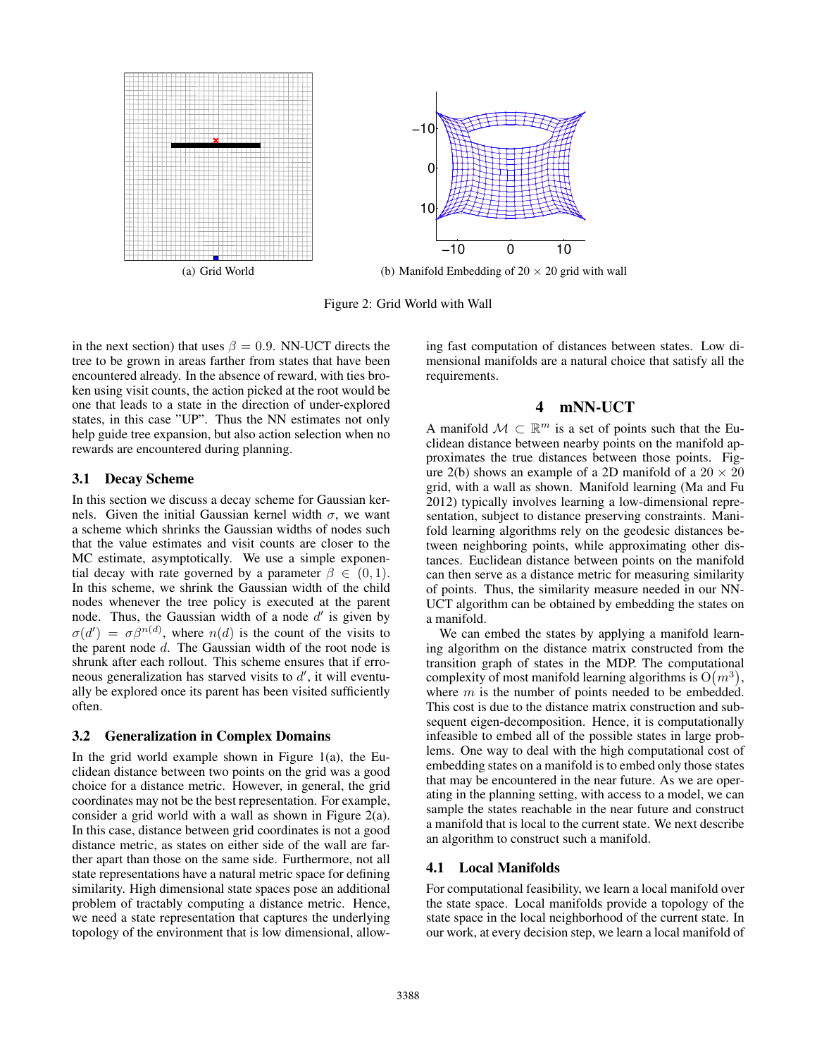(a) Grid World

(b) Manifold Embedding of $20 \times 20$ grid with wall

Figure 2: Grid World with Wall

in the next section) that uses $\beta = 0.9$. NN-UCT directs the tree to be grown in areas farther from states that have been encountered already. In the absence of reward, with ties broken using visit counts, the action picked at the root would be one that leads to a state in the direction of under-explored states, in this case "UP". Thus the NN estimates not only help guide tree expansion, but also action selection when no rewards are encountered during planning.

### 3.1 Decay Scheme

In this section we discuss a decay scheme for Gaussian kernels. Given the initial Gaussian kernel width $\sigma$, we want a scheme which shrinks the Gaussian widths of nodes such that the value estimates and visit counts are closer to the MC estimate, asymptotically. We use a simple exponential decay with rate governed by a parameter $\beta \in (0, 1)$. In this scheme, we shrink the Gaussian width of the child nodes whenever the tree policy is executed at the parent node. Thus, the Gaussian width of a node $d'$ is given by $\sigma(d') = \sigma\beta^{n(d)}$, where $n(d)$ is the count of the visits to the parent node $d$. The Gaussian width of the root node is shrunk after each rollout. This scheme ensures that if erroneous generalization has starved visits to $d'$, it will eventually be explored once its parent has been visited sufficiently often.

### 3.2 Generalization in Complex Domains

In the grid world example shown in Figure 1(a), the Euclidean distance between two points on the grid was a good choice for a distance metric. However, in general, the grid coordinates may not be the best representation. For example, consider a grid world with a wall as shown in Figure 2(a). In this case, distance between grid coordinates is not a good distance metric, as states on either side of the wall are farther apart than those on the same side. Furthermore, not all state representations have a natural metric space for defining similarity. High dimensional state spaces pose an additional problem of tractably computing a distance metric. Hence, we need a state representation that captures the underlying topology of the environment that is low dimensional, allowing fast computation of distances between states. Low dimensional manifolds are a natural choice that satisfy all the requirements.

## 4 mNN-UCT

A manifold $\mathcal{M} \subset \mathbb{R}^m$ is a set of points such that the Euclidean distance between nearby points on the manifold approximates the true distances between those points. Figure 2(b) shows an example of a 2D manifold of a $20 \times 20$ grid, with a wall as shown. Manifold learning (Ma and Fu 2012) typically involves learning a low-dimensional representation, subject to distance preserving constraints. Manifold learning algorithms rely on the geodesic distances between neighboring points, while approximating other distances. Euclidean distance between points on the manifold can then serve as a distance metric for measuring similarity of points. Thus, the similarity measure needed in our NN-UCT algorithm can be obtained by embedding the states on a manifold.

We can embed the states by applying a manifold learning algorithm on the distance matrix constructed from the transition graph of states in the MDP. The computational complexity of most manifold learning algorithms is $O(m^3)$, where $m$ is the number of points needed to be embedded. This cost is due to the distance matrix construction and subsequent eigen-decomposition. Hence, it is computationally infeasible to embed all of the possible states in large problems. One way to deal with the high computational cost of embedding states on a manifold is to embed only those states that may be encountered in the near future. As we are operating in the planning setting, with access to a model, we can sample the states reachable in the near future and construct a manifold that is local to the current state. We next describe an algorithm to construct such a manifold.

### 4.1 Local Manifolds

For computational feasibility, we learn a local manifold over the state space. Local manifolds provide a topology of the state space in the local neighborhood of the current state. In our work, at every decision step, we learn a local manifold of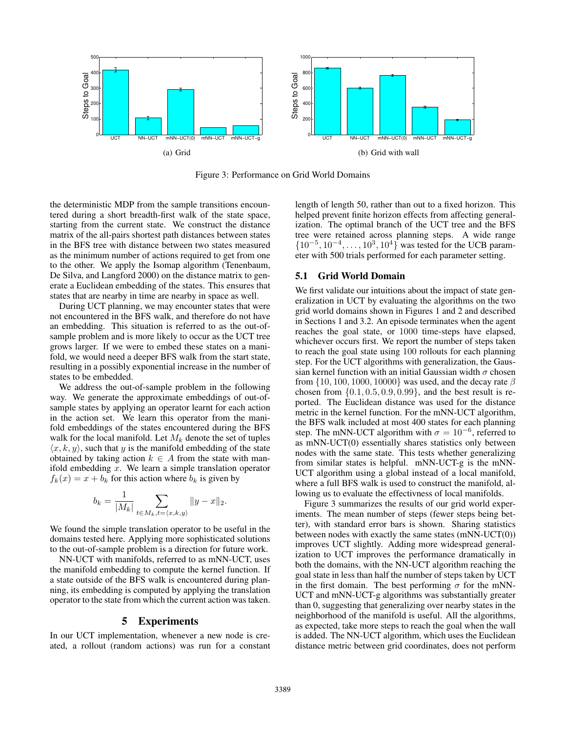Figure 3: Performance on Grid World Domains

(a) Grid

(b) Grid with wall

the deterministic MDP from the sample transitions encountered during a short breadth-first walk of the state space, starting from the current state. We construct the distance matrix of the all-pairs shortest path distances between states in the BFS tree with distance between two states measured as the minimum number of actions required to get from one to the other. We apply the Isomap algorithm (Tenenbaum, De Silva, and Langford 2000) on the distance matrix to generate a Euclidean embedding of the states. This ensures that states that are nearby in time are nearby in space as well.

During UCT planning, we may encounter states that were not encountered in the BFS walk, and therefore do not have an embedding. This situation is referred to as the out-of-sample problem and is more likely to occur as the UCT tree grows larger. If we were to embed these states on a manifold, we would need a deeper BFS walk from the start state, resulting in a possibly exponential increase in the number of states to be embedded.

We address the out-of-sample problem in the following way. We generate the approximate embeddings of out-of-sample states by applying an operator learnt for each action in the action set. We learn this operator from the manifold embeddings of the states encountered during the BFS walk for the local manifold. Let $M_k$ denote the set of tuples $\langle x, k, y\rangle$, such that $y$ is the manifold embedding of the state obtained by taking action $k \in A$ from the state with manifold embedding $x$. We learn a simple translation operator $f_k(x) = x + b_k$ for this action where $b_k$ is given by

$$b_k = \frac{1}{|M_k|} \sum_{t \in M_k, t=\langle x,k,y\rangle} \|y - x\|_2.$$

We found the simple translation operator to be useful in the domains tested here. Applying more sophisticated solutions to the out-of-sample problem is a direction for future work.

NN-UCT with manifolds, referred to as mNN-UCT, uses the manifold embedding to compute the kernel function. If a state outside of the BFS walk is encountered during planning, its embedding is computed by applying the translation operator to the state from which the current action was taken.

## 5 Experiments

In our UCT implementation, whenever a new node is created, a rollout (random actions) was run for a constant length of length 50, rather than out to a fixed horizon. This helped prevent finite horizon effects from affecting generalization. The optimal branch of the UCT tree and the BFS tree were retained across planning steps. A wide range $\{10^{-5}, 10^{-4}, \ldots, 10^{3}, 10^{4}\}$ was tested for the UCB parameter with 500 trials performed for each parameter setting.

### 5.1 Grid World Domain

We first validate our intuitions about the impact of state generalization in UCT by evaluating the algorithms on the two grid world domains shown in Figures 1 and 2 and described in Sections 1 and 3.2. An episode terminates when the agent reaches the goal state, or 1000 time-steps have elapsed, whichever occurs first. We report the number of steps taken to reach the goal state using 100 rollouts for each planning step. For the UCT algorithms with generalization, the Gaussian kernel function with an initial Gaussian width $\sigma$ chosen from $\{10, 100, 1000, 10000\}$ was used, and the decay rate $\beta$ chosen from $\{0.1, 0.5, 0.9, 0.99\}$, and the best result is reported. The Euclidean distance was used for the distance metric in the kernel function. For the mNN-UCT algorithm, the BFS walk included at most 400 states for each planning step. The mNN-UCT algorithm with $\sigma = 10^{-6}$, referred to as mNN-UCT(0) essentially shares statistics only between nodes with the same state. This tests whether generalizing from similar states is helpful. mNN-UCT-g is the mNN-UCT algorithm using a global instead of a local manifold, where a full BFS walk is used to construct the manifold, allowing us to evaluate the effectivness of local manifolds.

Figure 3 summarizes the results of our grid world experiments. The mean number of steps (fewer steps being better), with standard error bars is shown. Sharing statistics between nodes with exactly the same states (mNN-UCT(0)) improves UCT slightly. Adding more widespread generalization to UCT improves the performance dramatically in both the domains, with the NN-UCT algorithm reaching the goal state in less than half the number of steps taken by UCT in the first domain. The best performing $\sigma$ for the mNN-UCT and mNN-UCT-g algorithms was substantially greater than 0, suggesting that generalizing over nearby states in the neighborhood of the manifold is useful. All the algorithms, as expected, take more steps to reach the goal when the wall is added. The NN-UCT algorithm, which uses the Euclidean distance metric between grid coordinates, does not perform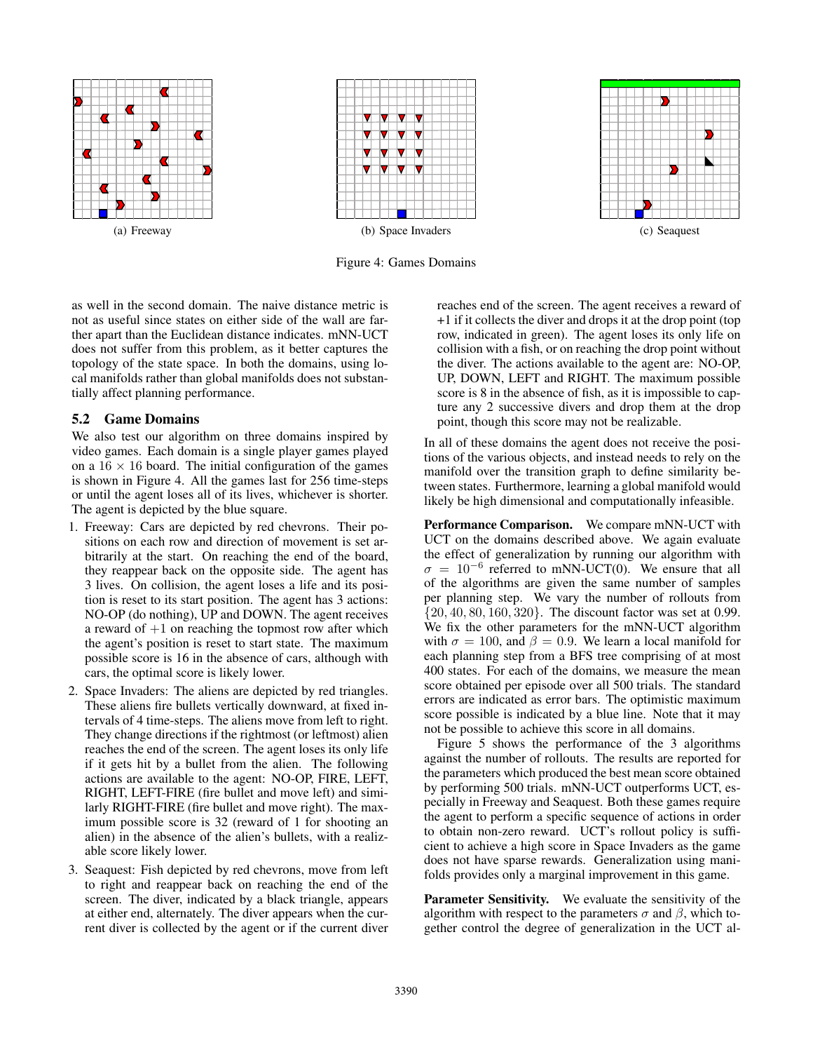(a) Freeway

(b) Space Invaders

(c) Seaquest

Figure 4: Games Domains

as well in the second domain. The naive distance metric is not as useful since states on either side of the wall are farther apart than the Euclidean distance indicates. mNN-UCT does not suffer from this problem, as it better captures the topology of the state space. In both the domains, using local manifolds rather than global manifolds does not substantially affect planning performance.

## 5.2 Game Domains

We also test our algorithm on three domains inspired by video games. Each domain is a single player games played on a $16 \times 16$ board. The initial configuration of the games is shown in Figure 4. All the games last for 256 time-steps or until the agent loses all of its lives, whichever is shorter. The agent is depicted by the blue square.

1. Freeway: Cars are depicted by red chevrons. Their positions on each row and direction of movement is set arbitrarily at the start. On reaching the end of the board, they reappear back on the opposite side. The agent has 3 lives. On collision, the agent loses a life and its position is reset to its start position. The agent has 3 actions: NO-OP (do nothing), UP and DOWN. The agent receives a reward of $+1$ on reaching the topmost row after which the agent's position is reset to start state. The maximum possible score is 16 in the absence of cars, although with cars, the optimal score is likely lower.
2. Space Invaders: The aliens are depicted by red triangles. These aliens fire bullets vertically downward, at fixed intervals of 4 time-steps. The aliens move from left to right. They change directions if the rightmost (or leftmost) alien reaches the end of the screen. The agent loses its only life if it gets hit by a bullet from the alien. The following actions are available to the agent: NO-OP, FIRE, LEFT, RIGHT, LEFT-FIRE (fire bullet and move left) and similarly RIGHT-FIRE (fire bullet and move right). The maximum possible score is 32 (reward of 1 for shooting an alien) in the absence of the alien's bullets, with a realizable score likely lower.
3. Seaquest: Fish depicted by red chevrons, move from left to right and reappear back on reaching the end of the screen. The diver, indicated by a black triangle, appears at either end, alternately. The diver appears when the current diver is collected by the agent or if the current diver reaches end of the screen. The agent receives a reward of +1 if it collects the diver and drops it at the drop point (top row, indicated in green). The agent loses its only life on collision with a fish, or on reaching the drop point without the diver. The actions available to the agent are: NO-OP, UP, DOWN, LEFT and RIGHT. The maximum possible score is 8 in the absence of fish, as it is impossible to capture any 2 successive divers and drop them at the drop point, though this score may not be realizable.

In all of these domains the agent does not receive the positions of the various objects, and instead needs to rely on the manifold over the transition graph to define similarity between states. Furthermore, learning a global manifold would likely be high dimensional and computationally infeasible.

**Performance Comparison.** We compare mNN-UCT with UCT on the domains described above. We again evaluate the effect of generalization by running our algorithm with $\sigma = 10^{-6}$ referred to mNN-UCT(0). We ensure that all of the algorithms are given the same number of samples per planning step. We vary the number of rollouts from $\{20, 40, 80, 160, 320\}$. The discount factor was set at 0.99. We fix the other parameters for the mNN-UCT algorithm with $\sigma = 100$, and $\beta = 0.9$. We learn a local manifold for each planning step from a BFS tree comprising of at most 400 states. For each of the domains, we measure the mean score obtained per episode over all 500 trials. The standard errors are indicated as error bars. The optimistic maximum score possible is indicated by a blue line. Note that it may not be possible to achieve this score in all domains.

Figure 5 shows the performance of the 3 algorithms against the number of rollouts. The results are reported for the parameters which produced the best mean score obtained by performing 500 trials. mNN-UCT outperforms UCT, especially in Freeway and Seaquest. Both these games require the agent to perform a specific sequence of actions in order to obtain non-zero reward. UCT's rollout policy is sufficient to achieve a high score in Space Invaders as the game does not have sparse rewards. Generalization using manifolds provides only a marginal improvement in this game.

**Parameter Sensitivity.** We evaluate the sensitivity of the algorithm with respect to the parameters $\sigma$ and $\beta$, which together control the degree of generalization in the UCT al-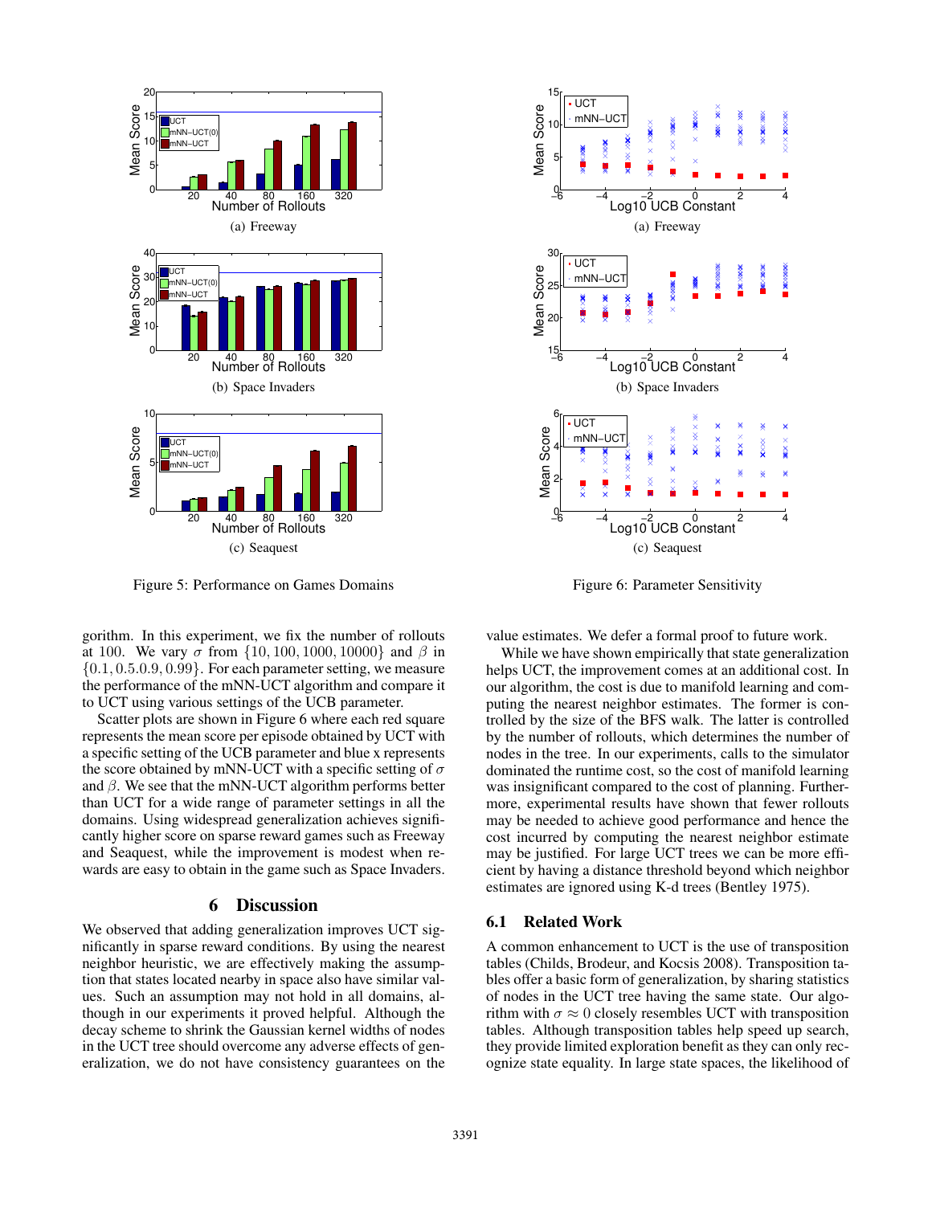Figure 5: Performance on Games Domains

Figure 6: Parameter Sensitivity

gorithm. In this experiment, we fix the number of rollouts at 100. We vary $\sigma$ from $\{10, 100, 1000, 10000\}$ and $\beta$ in $\{0.1, 0.5.0.9, 0.99\}$. For each parameter setting, we measure the performance of the mNN-UCT algorithm and compare it to UCT using various settings of the UCB parameter.

Scatter plots are shown in Figure 6 where each red square represents the mean score per episode obtained by UCT with a specific setting of the UCB parameter and blue x represents the score obtained by mNN-UCT with a specific setting of $\sigma$ and $\beta$. We see that the mNN-UCT algorithm performs better than UCT for a wide range of parameter settings in all the domains. Using widespread generalization achieves significantly higher score on sparse reward games such as Freeway and Seaquest, while the improvement is modest when rewards are easy to obtain in the game such as Space Invaders.

## 6 Discussion

We observed that adding generalization improves UCT significantly in sparse reward conditions. By using the nearest neighbor heuristic, we are effectively making the assumption that states located nearby in space also have similar values. Such an assumption may not hold in all domains, although in our experiments it proved helpful. Although the decay scheme to shrink the Gaussian kernel widths of nodes in the UCT tree should overcome any adverse effects of generalization, we do not have consistency guarantees on the value estimates. We defer a formal proof to future work.

While we have shown empirically that state generalization helps UCT, the improvement comes at an additional cost. In our algorithm, the cost is due to manifold learning and computing the nearest neighbor estimates. The former is controlled by the size of the BFS walk. The latter is controlled by the number of rollouts, which determines the number of nodes in the tree. In our experiments, calls to the simulator dominated the runtime cost, so the cost of manifold learning was insignificant compared to the cost of planning. Furthermore, experimental results have shown that fewer rollouts may be needed to achieve good performance and hence the cost incurred by computing the nearest neighbor estimate may be justified. For large UCT trees we can be more efficient by having a distance threshold beyond which neighbor estimates are ignored using K-d trees (Bentley 1975).

### 6.1 Related Work

A common enhancement to UCT is the use of transposition tables (Childs, Brodeur, and Kocsis 2008). Transposition tables offer a basic form of generalization, by sharing statistics of nodes in the UCT tree having the same state. Our algorithm with $\sigma \approx 0$ closely resembles UCT with transposition tables. Although transposition tables help speed up search, they provide limited exploration benefit as they can only recognize state equality. In large state spaces, the likelihood of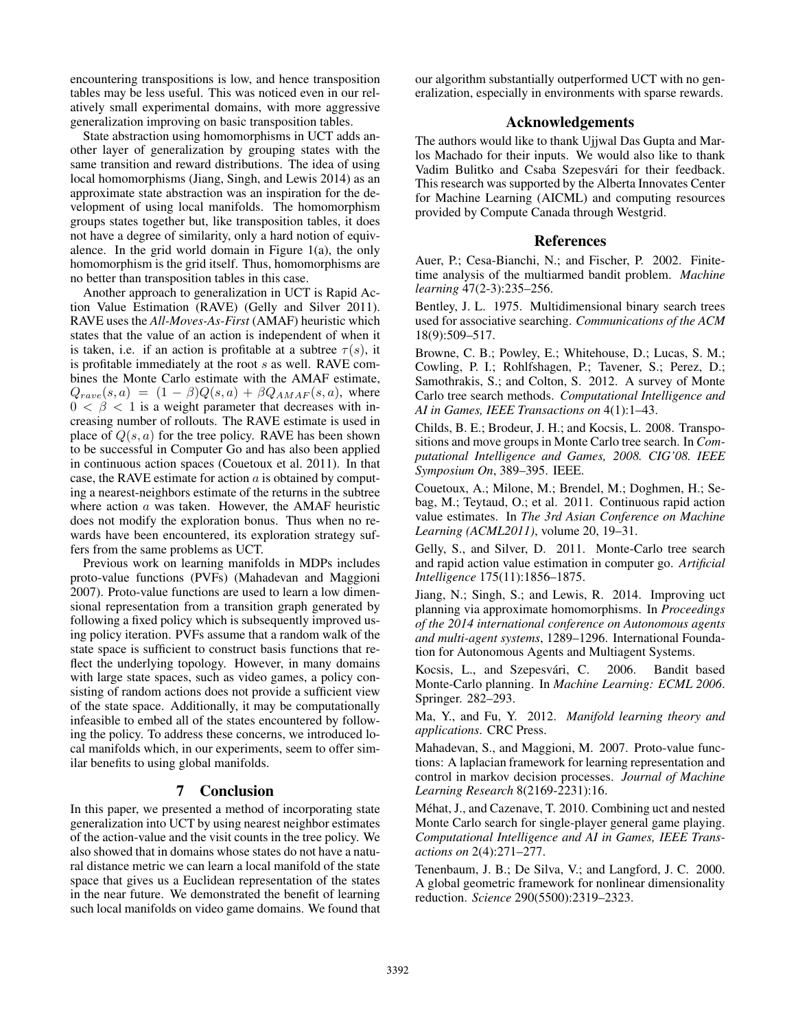encountering transpositions is low, and hence transposition tables may be less useful. This was noticed even in our relatively small experimental domains, with more aggressive generalization improving on basic transposition tables.

State abstraction using homomorphisms in UCT adds another layer of generalization by grouping states with the same transition and reward distributions. The idea of using local homomorphisms (Jiang, Singh, and Lewis 2014) as an approximate state abstraction was an inspiration for the development of using local manifolds. The homomorphism groups states together but, like transposition tables, it does not have a degree of similarity, only a hard notion of equivalence. In the grid world domain in Figure 1(a), the only homomorphism is the grid itself. Thus, homomorphisms are no better than transposition tables in this case.

Another approach to generalization in UCT is Rapid Action Value Estimation (RAVE) (Gelly and Silver 2011). RAVE uses the *All-Moves-As-First* (AMAF) heuristic which states that the value of an action is independent of when it is taken, i.e. if an action is profitable at a subtree $\tau(s)$, it is profitable immediately at the root $s$ as well. RAVE combines the Monte Carlo estimate with the AMAF estimate, $Q_{rave}(s,a) = (1-\beta)Q(s,a) + \beta Q_{AMAF}(s,a)$, where $0 < \beta < 1$ is a weight parameter that decreases with increasing number of rollouts. The RAVE estimate is used in place of $Q(s,a)$ for the tree policy. RAVE has been shown to be successful in Computer Go and has also been applied in continuous action spaces (Couetoux et al. 2011). In that case, the RAVE estimate for action $a$ is obtained by computing a nearest-neighbors estimate of the returns in the subtree where action $a$ was taken. However, the AMAF heuristic does not modify the exploration bonus. Thus when no rewards have been encountered, its exploration strategy suffers from the same problems as UCT.

Previous work on learning manifolds in MDPs includes proto-value functions (PVFs) (Mahadevan and Maggioni 2007). Proto-value functions are used to learn a low dimensional representation from a transition graph generated by following a fixed policy which is subsequently improved using policy iteration. PVFs assume that a random walk of the state space is sufficient to construct basis functions that reflect the underlying topology. However, in many domains with large state spaces, such as video games, a policy consisting of random actions does not provide a sufficient view of the state space. Additionally, it may be computationally infeasible to embed all of the states encountered by following the policy. To address these concerns, we introduced local manifolds which, in our experiments, seem to offer similar benefits to using global manifolds.

## 7 Conclusion

In this paper, we presented a method of incorporating state generalization into UCT by using nearest neighbor estimates of the action-value and the visit counts in the tree policy. We also showed that in domains whose states do not have a natural distance metric we can learn a local manifold of the state space that gives us a Euclidean representation of the states in the near future. We demonstrated the benefit of learning such local manifolds on video game domains. We found that our algorithm substantially outperformed UCT with no generalization, especially in environments with sparse rewards.

## Acknowledgements

The authors would like to thank Ujjwal Das Gupta and Marlos Machado for their inputs. We would also like to thank Vadim Bulitko and Csaba Szepesvári for their feedback. This research was supported by the Alberta Innovates Center for Machine Learning (AICML) and computing resources provided by Compute Canada through Westgrid.

## References

Auer, P.; Cesa-Bianchi, N.; and Fischer, P. 2002. Finite-time analysis of the multiarmed bandit problem. *Machine learning* 47(2-3):235–256.

Bentley, J. L. 1975. Multidimensional binary search trees used for associative searching. *Communications of the ACM* 18(9):509–517.

Browne, C. B.; Powley, E.; Whitehouse, D.; Lucas, S. M.; Cowling, P. I.; Rohlfshagen, P.; Tavener, S.; Perez, D.; Samothrakis, S.; and Colton, S. 2012. A survey of Monte Carlo tree search methods. *Computational Intelligence and AI in Games, IEEE Transactions on* 4(1):1–43.

Childs, B. E.; Brodeur, J. H.; and Kocsis, L. 2008. Transpositions and move groups in Monte Carlo tree search. In *Computational Intelligence and Games, 2008. CIG'08. IEEE Symposium On*, 389–395. IEEE.

Couetoux, A.; Milone, M.; Brendel, M.; Doghmen, H.; Sebag, M.; Teytaud, O.; et al. 2011. Continuous rapid action value estimates. In *The 3rd Asian Conference on Machine Learning (ACML2011)*, volume 20, 19–31.

Gelly, S., and Silver, D. 2011. Monte-Carlo tree search and rapid action value estimation in computer go. *Artificial Intelligence* 175(11):1856–1875.

Jiang, N.; Singh, S.; and Lewis, R. 2014. Improving uct planning via approximate homomorphisms. In *Proceedings of the 2014 international conference on Autonomous agents and multi-agent systems*, 1289–1296. International Foundation for Autonomous Agents and Multiagent Systems.

Kocsis, L., and Szepesvári, C. 2006. Bandit based Monte-Carlo planning. In *Machine Learning: ECML 2006*. Springer. 282–293.

Ma, Y., and Fu, Y. 2012. *Manifold learning theory and applications*. CRC Press.

Mahadevan, S., and Maggioni, M. 2007. Proto-value functions: A laplacian framework for learning representation and control in markov decision processes. *Journal of Machine Learning Research* 8(2169-2231):16.

Méhat, J., and Cazenave, T. 2010. Combining uct and nested Monte Carlo search for single-player general game playing. *Computational Intelligence and AI in Games, IEEE Transactions on* 2(4):271–277.

Tenenbaum, J. B.; De Silva, V.; and Langford, J. C. 2000. A global geometric framework for nonlinear dimensionality reduction. *Science* 290(5500):2319–2323.